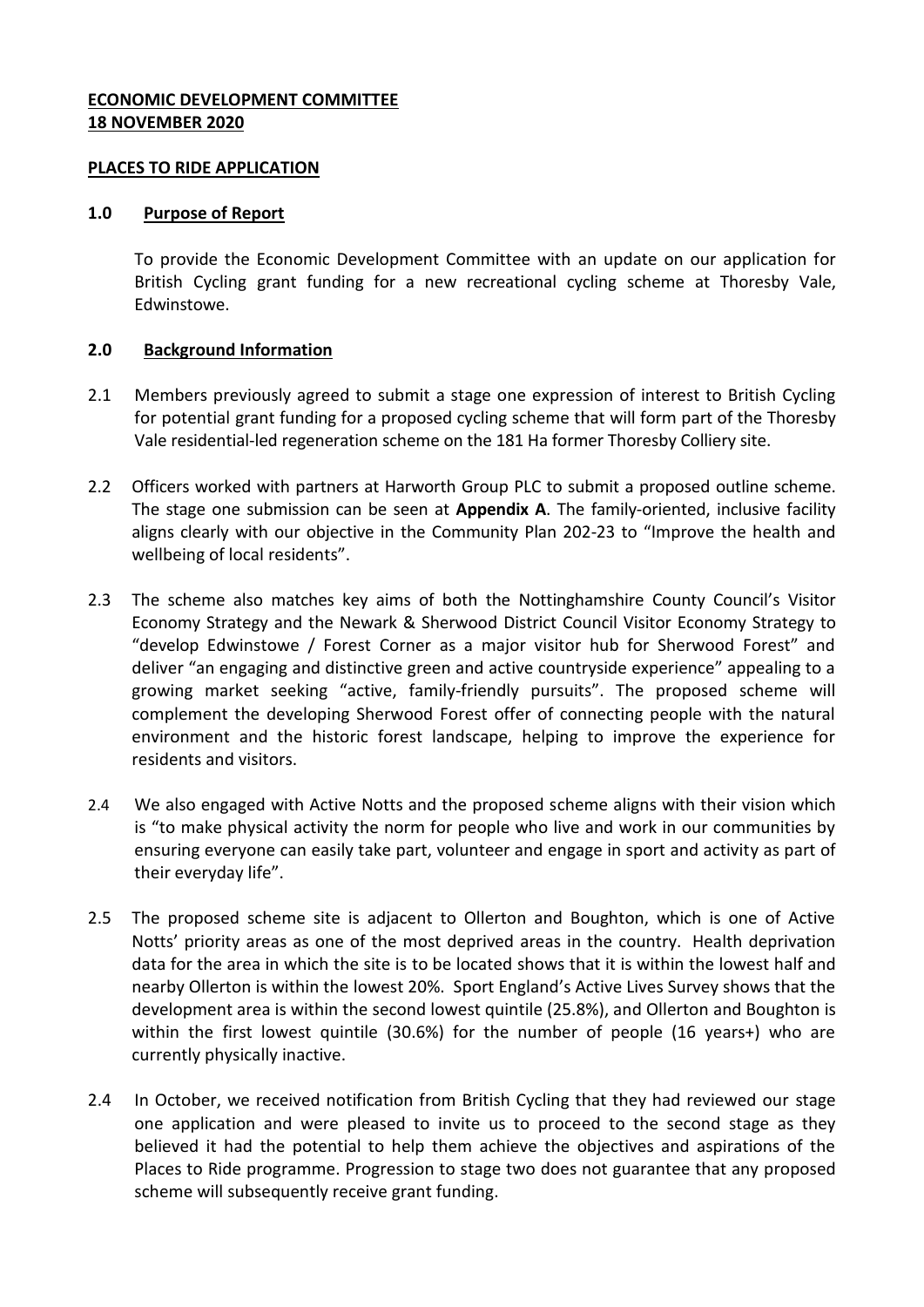**ECONOMIC DEVELOPMENT COMMITTEE**
**18 NOVEMBER 2020**

**PLACES TO RIDE APPLICATION**

## 1.0 Purpose of Report

To provide the Economic Development Committee with an update on our application for British Cycling grant funding for a new recreational cycling scheme at Thoresby Vale, Edwinstowe.

## 2.0 Background Information

2.1 Members previously agreed to submit a stage one expression of interest to British Cycling for potential grant funding for a proposed cycling scheme that will form part of the Thoresby Vale residential-led regeneration scheme on the 181 Ha former Thoresby Colliery site.

2.2 Officers worked with partners at Harworth Group PLC to submit a proposed outline scheme. The stage one submission can be seen at **Appendix A**. The family-oriented, inclusive facility aligns clearly with our objective in the Community Plan 202-23 to "Improve the health and wellbeing of local residents".

2.3 The scheme also matches key aims of both the Nottinghamshire County Council's Visitor Economy Strategy and the Newark & Sherwood District Council Visitor Economy Strategy to "develop Edwinstowe / Forest Corner as a major visitor hub for Sherwood Forest" and deliver "an engaging and distinctive green and active countryside experience" appealing to a growing market seeking "active, family-friendly pursuits". The proposed scheme will complement the developing Sherwood Forest offer of connecting people with the natural environment and the historic forest landscape, helping to improve the experience for residents and visitors.

2.4 We also engaged with Active Notts and the proposed scheme aligns with their vision which is "to make physical activity the norm for people who live and work in our communities by ensuring everyone can easily take part, volunteer and engage in sport and activity as part of their everyday life".

2.5 The proposed scheme site is adjacent to Ollerton and Boughton, which is one of Active Notts' priority areas as one of the most deprived areas in the country. Health deprivation data for the area in which the site is to be located shows that it is within the lowest half and nearby Ollerton is within the lowest 20%. Sport England's Active Lives Survey shows that the development area is within the second lowest quintile (25.8%), and Ollerton and Boughton is within the first lowest quintile (30.6%) for the number of people (16 years+) who are currently physically inactive.

2.4 In October, we received notification from British Cycling that they had reviewed our stage one application and were pleased to invite us to proceed to the second stage as they believed it had the potential to help them achieve the objectives and aspirations of the Places to Ride programme. Progression to stage two does not guarantee that any proposed scheme will subsequently receive grant funding.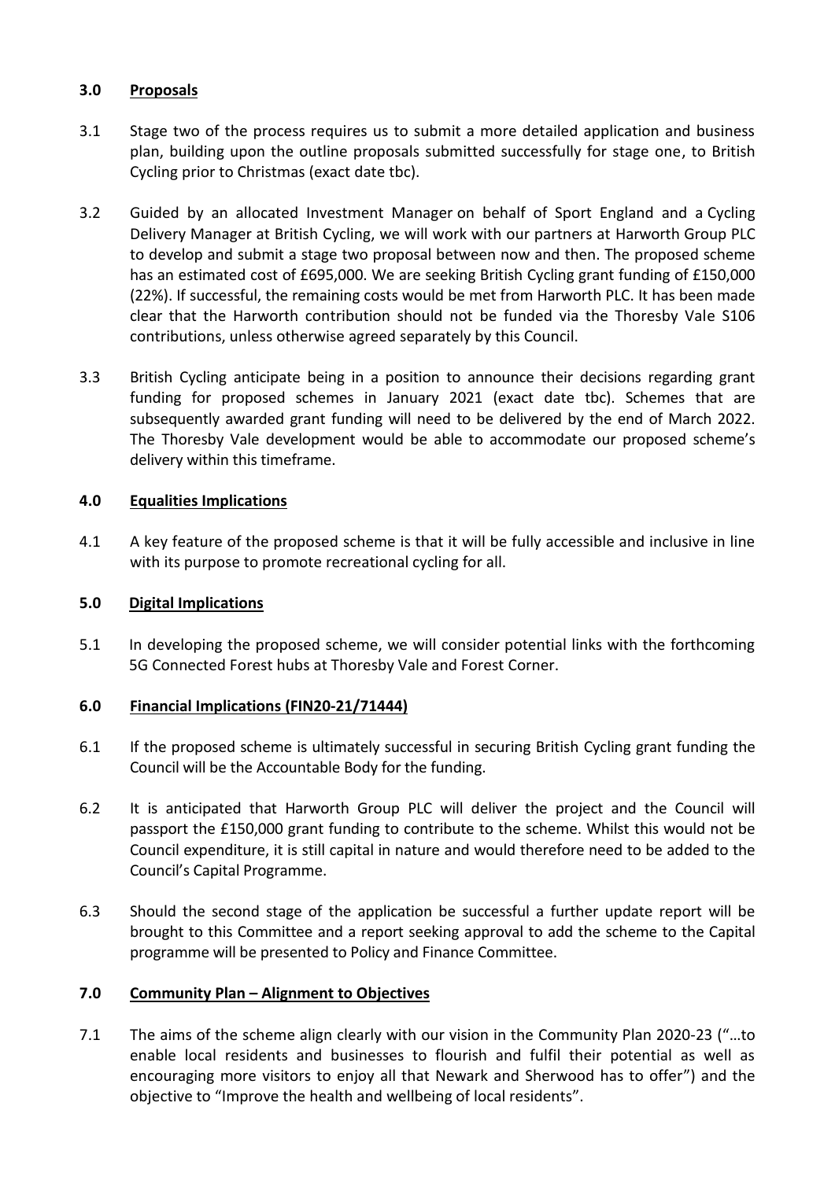## 3.0 Proposals

3.1 Stage two of the process requires us to submit a more detailed application and business plan, building upon the outline proposals submitted successfully for stage one, to British Cycling prior to Christmas (exact date tbc).

3.2 Guided by an allocated Investment Manager on behalf of Sport England and a Cycling Delivery Manager at British Cycling, we will work with our partners at Harworth Group PLC to develop and submit a stage two proposal between now and then. The proposed scheme has an estimated cost of £695,000. We are seeking British Cycling grant funding of £150,000 (22%). If successful, the remaining costs would be met from Harworth PLC. It has been made clear that the Harworth contribution should not be funded via the Thoresby Vale S106 contributions, unless otherwise agreed separately by this Council.

3.3 British Cycling anticipate being in a position to announce their decisions regarding grant funding for proposed schemes in January 2021 (exact date tbc). Schemes that are subsequently awarded grant funding will need to be delivered by the end of March 2022. The Thoresby Vale development would be able to accommodate our proposed scheme's delivery within this timeframe.

## 4.0 Equalities Implications

4.1 A key feature of the proposed scheme is that it will be fully accessible and inclusive in line with its purpose to promote recreational cycling for all.

## 5.0 Digital Implications

5.1 In developing the proposed scheme, we will consider potential links with the forthcoming 5G Connected Forest hubs at Thoresby Vale and Forest Corner.

## 6.0 Financial Implications (FIN20-21/71444)

6.1 If the proposed scheme is ultimately successful in securing British Cycling grant funding the Council will be the Accountable Body for the funding.

6.2 It is anticipated that Harworth Group PLC will deliver the project and the Council will passport the £150,000 grant funding to contribute to the scheme. Whilst this would not be Council expenditure, it is still capital in nature and would therefore need to be added to the Council's Capital Programme.

6.3 Should the second stage of the application be successful a further update report will be brought to this Committee and a report seeking approval to add the scheme to the Capital programme will be presented to Policy and Finance Committee.

## 7.0 Community Plan – Alignment to Objectives

7.1 The aims of the scheme align clearly with our vision in the Community Plan 2020-23 ("…to enable local residents and businesses to flourish and fulfil their potential as well as encouraging more visitors to enjoy all that Newark and Sherwood has to offer") and the objective to "Improve the health and wellbeing of local residents".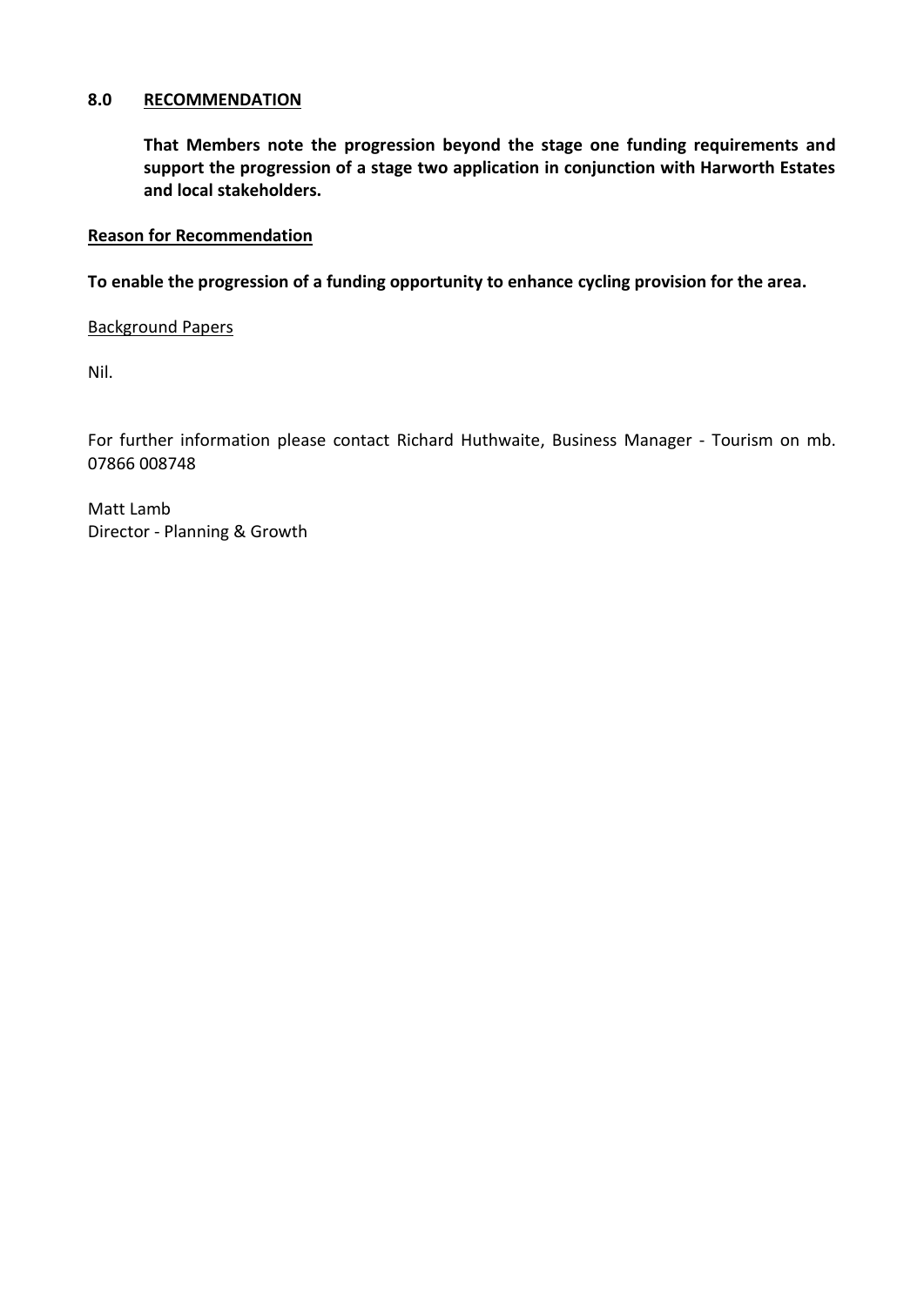## 8.0 RECOMMENDATION

**That Members note the progression beyond the stage one funding requirements and support the progression of a stage two application in conjunction with Harworth Estates and local stakeholders.**

**Reason for Recommendation**

**To enable the progression of a funding opportunity to enhance cycling provision for the area.**

Background Papers

Nil.

For further information please contact Richard Huthwaite, Business Manager - Tourism on mb. 07866 008748

Matt Lamb
Director - Planning & Growth